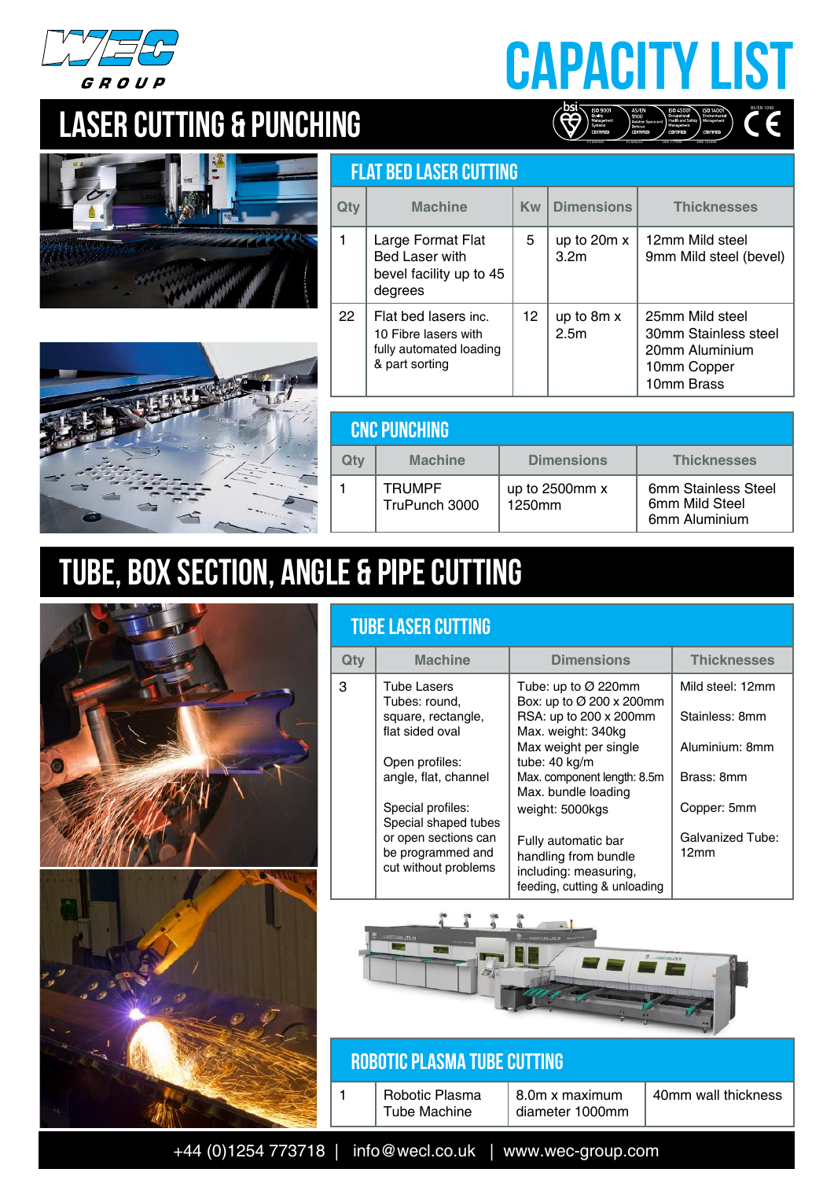WEC GROUP

# CAPACITY LIST

## LASER CUTTING & PUNCHING

### FLAT BED LASER CUTTING

| Qty | Machine | Kw | Dimensions | Thicknesses |
|---|---|---|---|---|
| 1 | Large Format Flat Bed Laser with bevel facility up to 45 degrees | 5 | up to 20m x 3.2m | 12mm Mild steel<br>9mm Mild steel (bevel) |
| 22 | Flat bed lasers inc. 10 Fibre lasers with fully automated loading & part sorting | 12 | up to 8m x 2.5m | 25mm Mild steel<br>30mm Stainless steel<br>20mm Aluminium<br>10mm Copper<br>10mm Brass |

### CNC PUNCHING

| Qty | Machine | Dimensions | Thicknesses |
|---|---|---|---|
| 1 | TRUMPF TruPunch 3000 | up to 2500mm x 1250mm | 6mm Stainless Steel<br>6mm Mild Steel<br>6mm Aluminium |

## TUBE, BOX SECTION, ANGLE & PIPE CUTTING

### TUBE LASER CUTTING

| Qty | Machine | Dimensions | Thicknesses |
|---|---|---|---|
| 3 | Tube Lasers<br>Tubes: round, square, rectangle, flat sided oval<br><br>Open profiles: angle, flat, channel<br><br>Special profiles: Special shaped tubes or open sections can be programmed and cut without problems | Tube: up to Ø 220mm<br>Box: up to Ø 200 x 200mm<br>RSA: up to 200 x 200mm<br>Max. weight: 340kg<br>Max weight per single tube: 40 kg/m<br>Max. component length: 8.5m<br>Max. bundle loading weight: 5000kgs<br><br>Fully automatic bar handling from bundle including: measuring, feeding, cutting & unloading | Mild steel: 12mm<br>Stainless: 8mm<br>Aluminium: 8mm<br>Brass: 8mm<br>Copper: 5mm<br>Galvanized Tube: 12mm |

### ROBOTIC PLASMA TUBE CUTTING

| Qty | Machine | Dimensions | Thicknesses |
|---|---|---|---|
| 1 | Robotic Plasma Tube Machine | 8.0m x maximum diameter 1000mm | 40mm wall thickness |

+44 (0)1254 773718 | info@wecl.co.uk | www.wec-group.com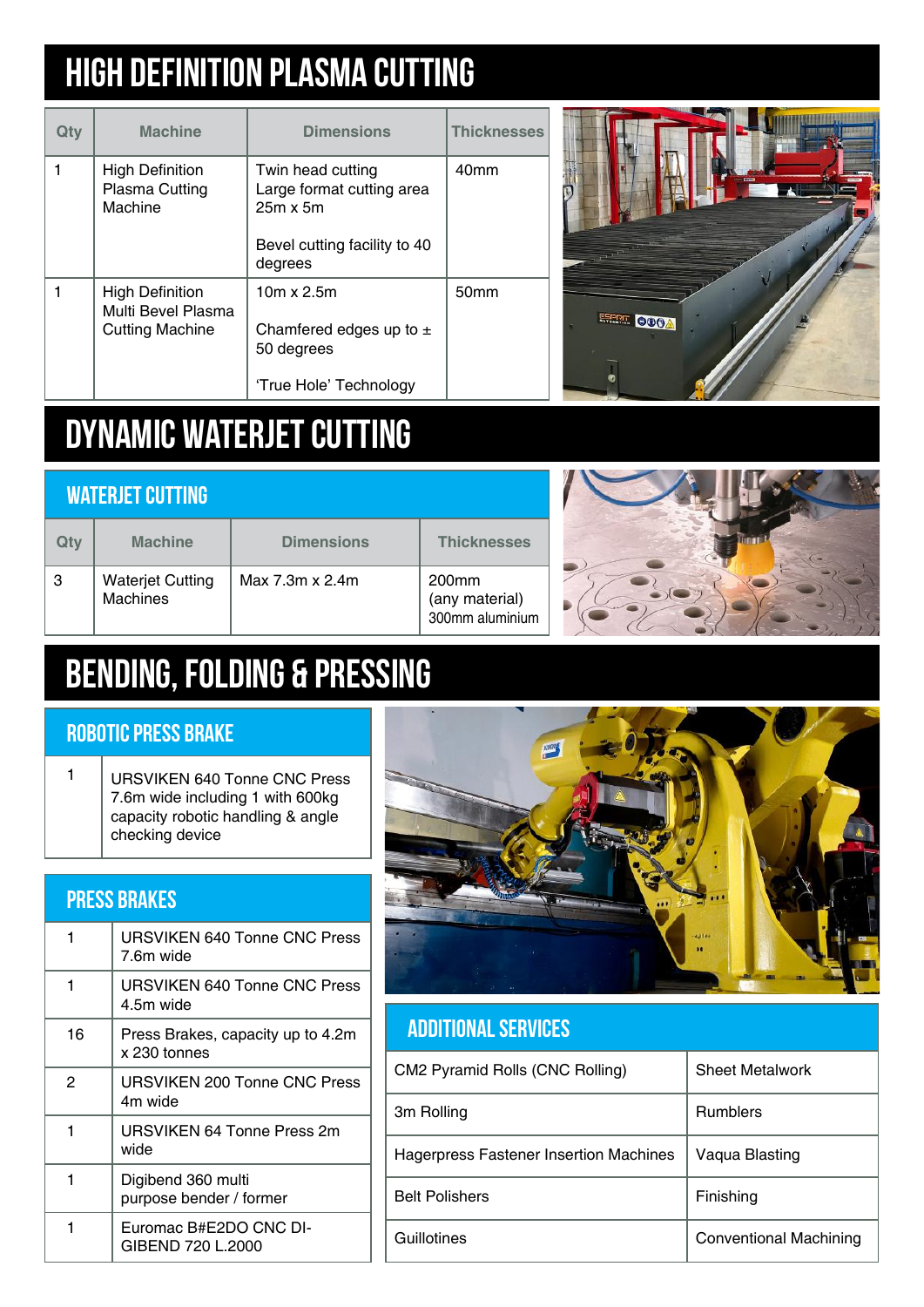# HIGH DEFINITION PLASMA CUTTING

| Qty | Machine | Dimensions | Thicknesses |
|---|---|---|---|
| 1 | High Definition Plasma Cutting Machine | Twin head cutting<br>Large format cutting area 25m x 5m<br><br>Bevel cutting facility to 40 degrees | 40mm |
| 1 | High Definition Multi Bevel Plasma Cutting Machine | 10m x 2.5m<br><br>Chamfered edges up to ± 50 degrees<br><br>'True Hole' Technology | 50mm |

# DYNAMIC WATERJET CUTTING

## WATERJET CUTTING

| Qty | Machine | Dimensions | Thicknesses |
|---|---|---|---|
| 3 | Waterjet Cutting Machines | Max 7.3m x 2.4m | 200mm<br>(any material)<br>300mm aluminium |

# BENDING, FOLDING & PRESSING

## ROBOTIC PRESS BRAKE

| | |
|---|---|
| 1 | URSVIKEN 640 Tonne CNC Press 7.6m wide including 1 with 600kg capacity robotic handling & angle checking device |

## PRESS BRAKES

| | |
|---|---|
| 1 | URSVIKEN 640 Tonne CNC Press 7.6m wide |
| 1 | URSVIKEN 640 Tonne CNC Press 4.5m wide |
| 16 | Press Brakes, capacity up to 4.2m x 230 tonnes |
| 2 | URSVIKEN 200 Tonne CNC Press 4m wide |
| 1 | URSVIKEN 64 Tonne Press 2m wide |
| 1 | Digibend 360 multi purpose bender / former |
| 1 | Euromac B#E2DO CNC DI-GIBEND 720 L.2000 |

## ADDITIONAL SERVICES

| | |
|---|---|
| CM2 Pyramid Rolls (CNC Rolling) | Sheet Metalwork |
| 3m Rolling | Rumblers |
| Hagerpress Fastener Insertion Machines | Vaqua Blasting |
| Belt Polishers | Finishing |
| Guillotines | Conventional Machining |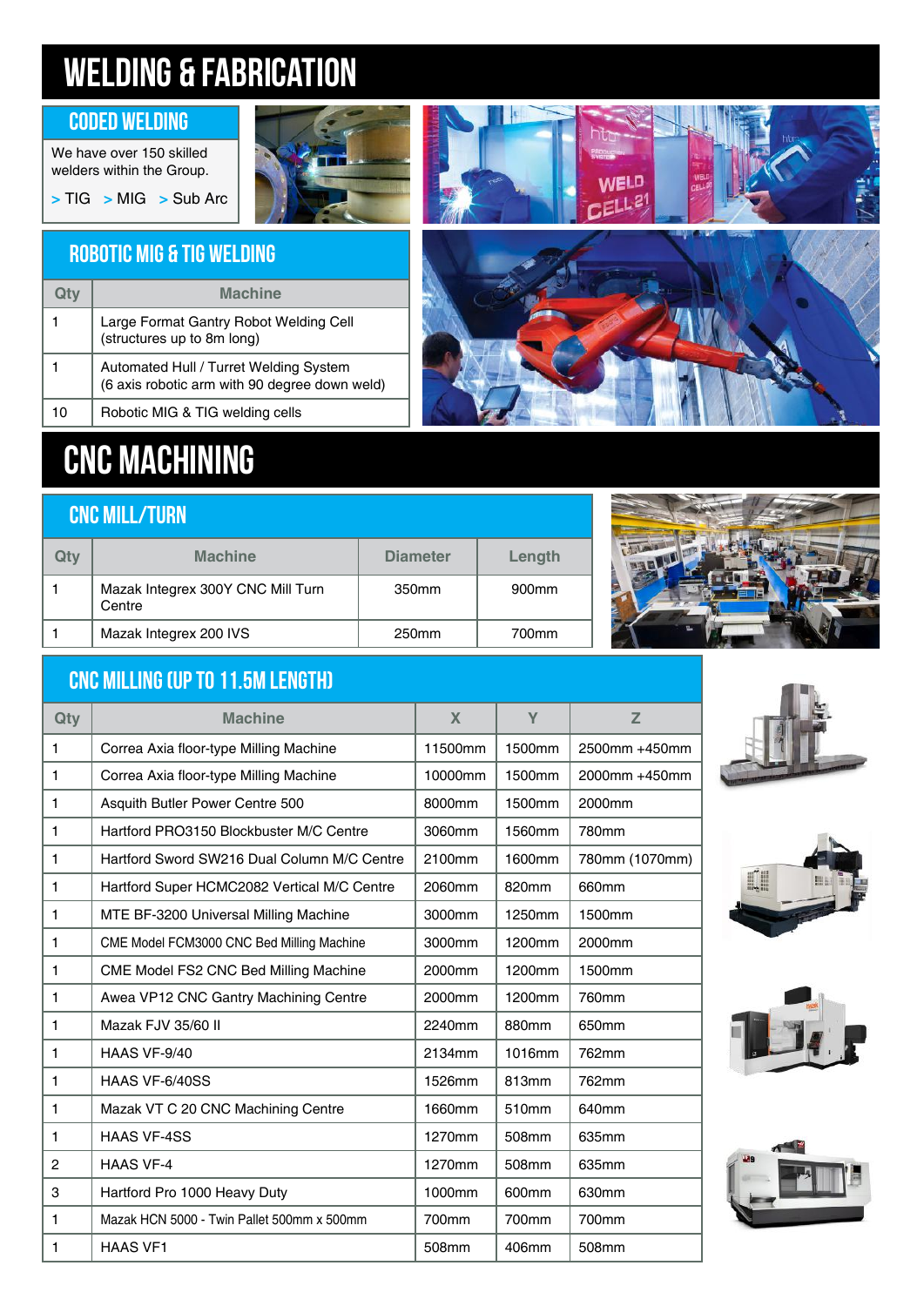# WELDING & FABRICATION

## CODED WELDING

We have over 150 skilled welders within the Group.

> TIG > MIG > Sub Arc

## ROBOTIC MIG & TIG WELDING

| Qty | Machine |
|---|---|
| 1 | Large Format Gantry Robot Welding Cell (structures up to 8m long) |
| 1 | Automated Hull / Turret Welding System (6 axis robotic arm with 90 degree down weld) |
| 10 | Robotic MIG & TIG welding cells |

# CNC MACHINING

## CNC MILL/TURN

| Qty | Machine | Diameter | Length |
|---|---|---|---|
| 1 | Mazak Integrex 300Y CNC Mill Turn Centre | 350mm | 900mm |
| 1 | Mazak Integrex 200 IVS | 250mm | 700mm |

## CNC MILLING (UP TO 11.5M LENGTH)

| Qty | Machine | X | Y | Z |
|---|---|---|---|---|
| 1 | Correa Axia floor-type Milling Machine | 11500mm | 1500mm | 2500mm +450mm |
| 1 | Correa Axia floor-type Milling Machine | 10000mm | 1500mm | 2000mm +450mm |
| 1 | Asquith Butler Power Centre 500 | 8000mm | 1500mm | 2000mm |
| 1 | Hartford PRO3150 Blockbuster M/C Centre | 3060mm | 1560mm | 780mm |
| 1 | Hartford Sword SW216 Dual Column M/C Centre | 2100mm | 1600mm | 780mm (1070mm) |
| 1 | Hartford Super HCMC2082 Vertical M/C Centre | 2060mm | 820mm | 660mm |
| 1 | MTE BF-3200 Universal Milling Machine | 3000mm | 1250mm | 1500mm |
| 1 | CME Model FCM3000 CNC Bed Milling Machine | 3000mm | 1200mm | 2000mm |
| 1 | CME Model FS2 CNC Bed Milling Machine | 2000mm | 1200mm | 1500mm |
| 1 | Awea VP12 CNC Gantry Machining Centre | 2000mm | 1200mm | 760mm |
| 1 | Mazak FJV 35/60 II | 2240mm | 880mm | 650mm |
| 1 | HAAS VF-9/40 | 2134mm | 1016mm | 762mm |
| 1 | HAAS VF-6/40SS | 1526mm | 813mm | 762mm |
| 1 | Mazak VT C 20 CNC Machining Centre | 1660mm | 510mm | 640mm |
| 1 | HAAS VF-4SS | 1270mm | 508mm | 635mm |
| 2 | HAAS VF-4 | 1270mm | 508mm | 635mm |
| 3 | Hartford Pro 1000 Heavy Duty | 1000mm | 600mm | 630mm |
| 1 | Mazak HCN 5000 - Twin Pallet 500mm x 500mm | 700mm | 700mm | 700mm |
| 1 | HAAS VF1 | 508mm | 406mm | 508mm |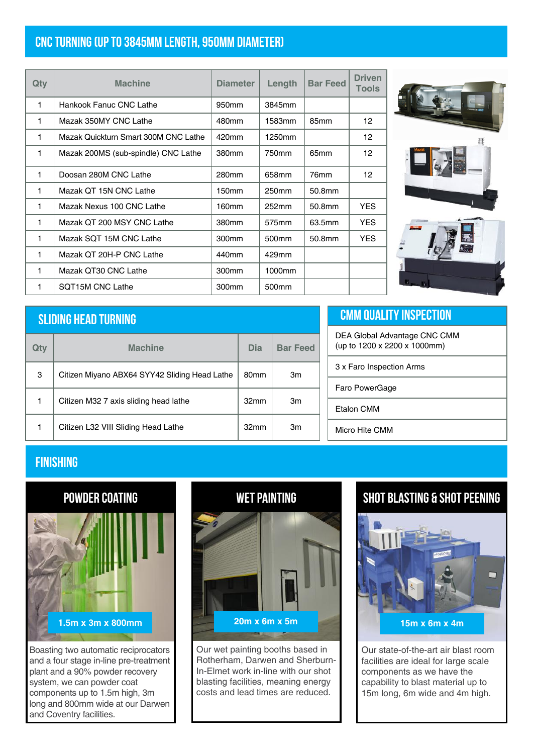## CNC TURNING (UP TO 3845MM LENGTH, 950MM DIAMETER)

| Qty | Machine | Diameter | Length | Bar Feed | Driven Tools |
|---|---|---|---|---|---|
| 1 | Hankook Fanuc CNC Lathe | 950mm | 3845mm | | |
| 1 | Mazak 350MY CNC Lathe | 480mm | 1583mm | 85mm | 12 |
| 1 | Mazak Quickturn Smart 300M CNC Lathe | 420mm | 1250mm | | 12 |
| 1 | Mazak 200MS (sub-spindle) CNC Lathe | 380mm | 750mm | 65mm | 12 |
| 1 | Doosan 280M CNC Lathe | 280mm | 658mm | 76mm | 12 |
| 1 | Mazak QT 15N CNC Lathe | 150mm | 250mm | 50.8mm | |
| 1 | Mazak Nexus 100 CNC Lathe | 160mm | 252mm | 50.8mm | YES |
| 1 | Mazak QT 200 MSY CNC Lathe | 380mm | 575mm | 63.5mm | YES |
| 1 | Mazak SQT 15M CNC Lathe | 300mm | 500mm | 50.8mm | YES |
| 1 | Mazak QT 20H-P CNC Lathe | 440mm | 429mm | | |
| 1 | Mazak QT30 CNC Lathe | 300mm | 1000mm | | |
| 1 | SQT15M CNC Lathe | 300mm | 500mm | | |

## SLIDING HEAD TURNING

| Qty | Machine | Dia | Bar Feed |
|---|---|---|---|
| 3 | Citizen Miyano ABX64 SYY42 Sliding Head Lathe | 80mm | 3m |
| 1 | Citizen M32 7 axis sliding head lathe | 32mm | 3m |
| 1 | Citizen L32 VIII Sliding Head Lathe | 32mm | 3m |

## CMM QUALITY INSPECTION

- DEA Global Advantage CNC CMM (up to 1200 x 2200 x 1000mm)
- 3 x Faro Inspection Arms
- Faro PowerGage
- Etalon CMM
- Micro Hite CMM

## FINISHING

### POWDER COATING

**1.5m x 3m x 800mm**

Boasting two automatic reciprocators and a four stage in-line pre-treatment plant and a 90% powder recovery system, we can powder coat components up to 1.5m high, 3m long and 800mm wide at our Darwen and Coventry facilities.

### WET PAINTING

**20m x 6m x 5m**

Our wet painting booths based in Rotherham, Darwen and Sherburn-In-Elmet work in-line with our shot blasting facilities, meaning energy costs and lead times are reduced.

### SHOT BLASTING & SHOT PEENING

**15m x 6m x 4m**

Our state-of-the-art air blast room facilities are ideal for large scale components as we have the capability to blast material up to 15m long, 6m wide and 4m high.